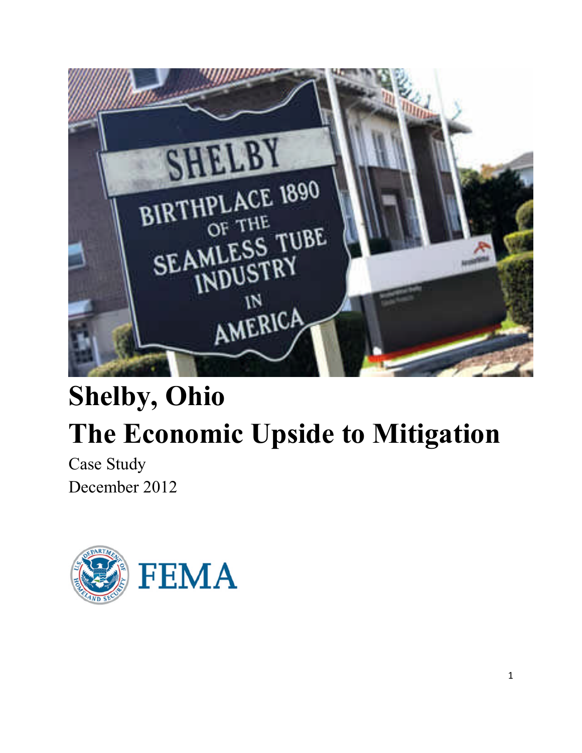# Shelby, Ohio

# The Economic Upside to Mitigation

Case Study

December 2012

FEMA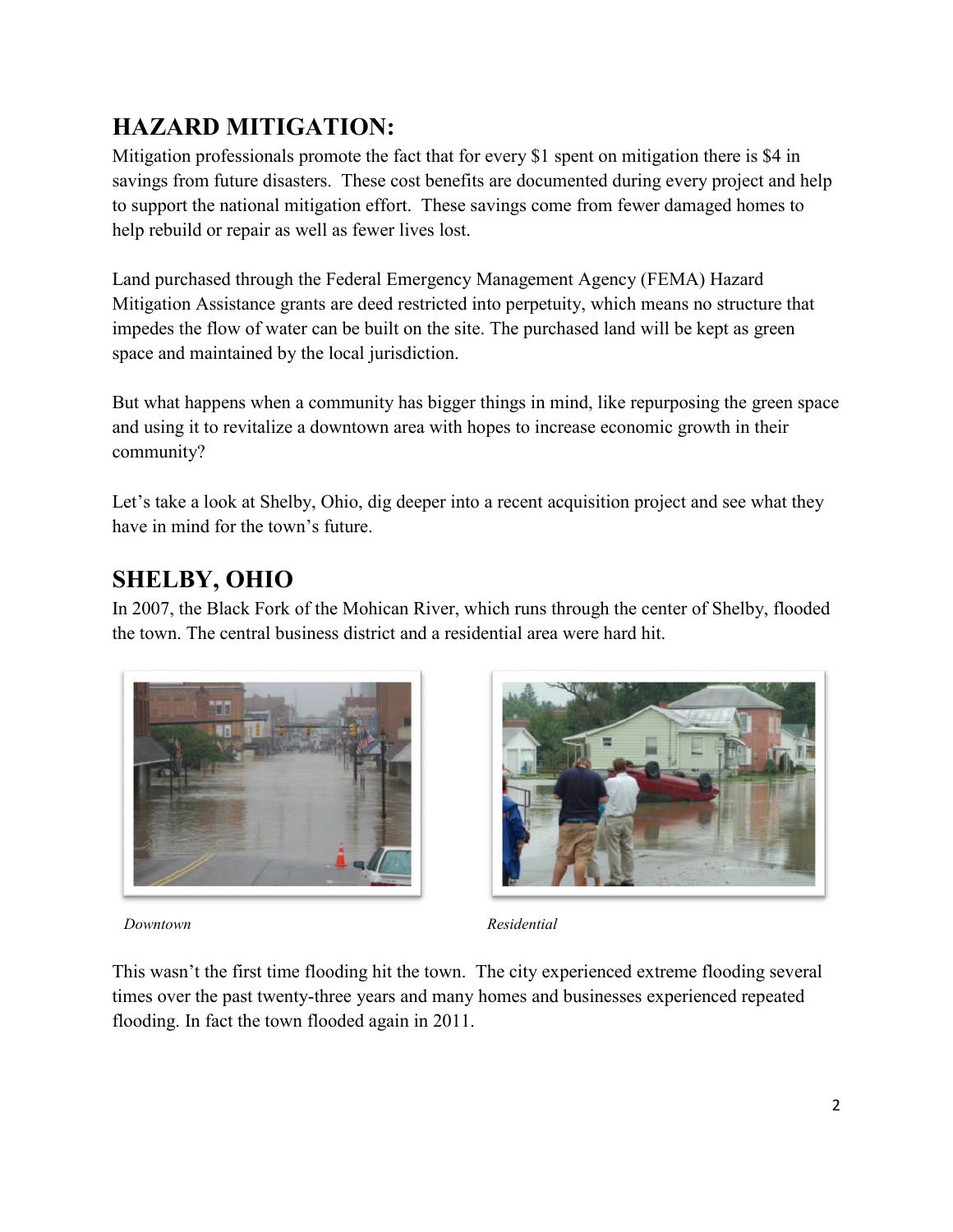## HAZARD MITIGATION:

Mitigation professionals promote the fact that for every $1 spent on mitigation there is $4 in savings from future disasters. These cost benefits are documented during every project and help to support the national mitigation effort. These savings come from fewer damaged homes to help rebuild or repair as well as fewer lives lost.

Land purchased through the Federal Emergency Management Agency (FEMA) Hazard Mitigation Assistance grants are deed restricted into perpetuity, which means no structure that impedes the flow of water can be built on the site. The purchased land will be kept as green space and maintained by the local jurisdiction.

But what happens when a community has bigger things in mind, like repurposing the green space and using it to revitalize a downtown area with hopes to increase economic growth in their community?

Let's take a look at Shelby, Ohio, dig deeper into a recent acquisition project and see what they have in mind for the town's future.

## SHELBY, OHIO

In 2007, the Black Fork of the Mohican River, which runs through the center of Shelby, flooded the town. The central business district and a residential area were hard hit.

*Downtown*

*Residential*

This wasn't the first time flooding hit the town. The city experienced extreme flooding several times over the past twenty-three years and many homes and businesses experienced repeated flooding. In fact the town flooded again in 2011.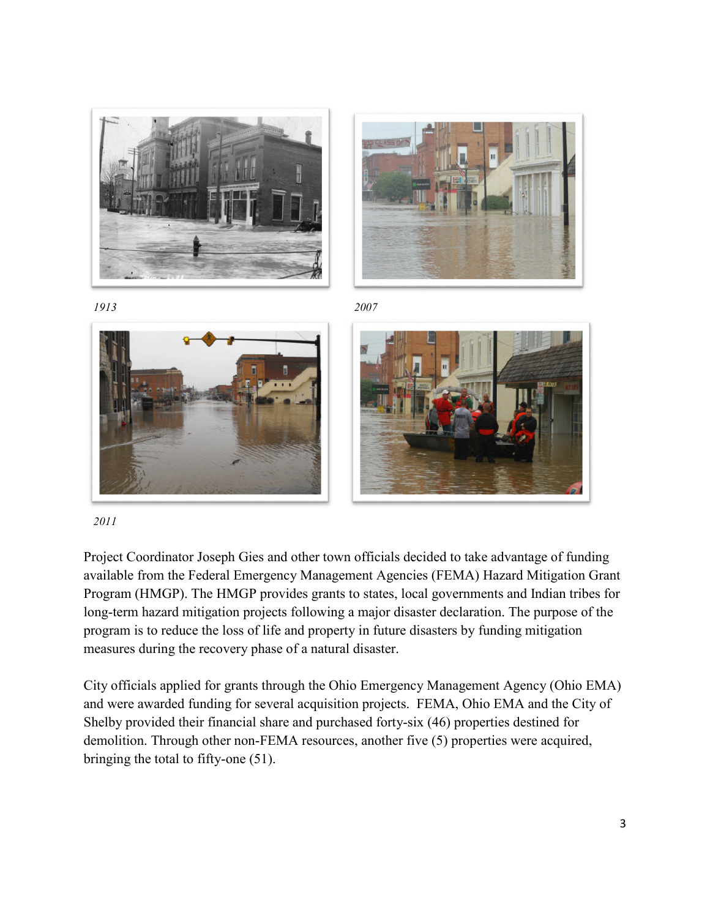*1913*

*2007*

*2011*

Project Coordinator Joseph Gies and other town officials decided to take advantage of funding available from the Federal Emergency Management Agencies (FEMA) Hazard Mitigation Grant Program (HMGP). The HMGP provides grants to states, local governments and Indian tribes for long-term hazard mitigation projects following a major disaster declaration. The purpose of the program is to reduce the loss of life and property in future disasters by funding mitigation measures during the recovery phase of a natural disaster.

City officials applied for grants through the Ohio Emergency Management Agency (Ohio EMA) and were awarded funding for several acquisition projects. FEMA, Ohio EMA and the City of Shelby provided their financial share and purchased forty-six (46) properties destined for demolition. Through other non-FEMA resources, another five (5) properties were acquired, bringing the total to fifty-one (51).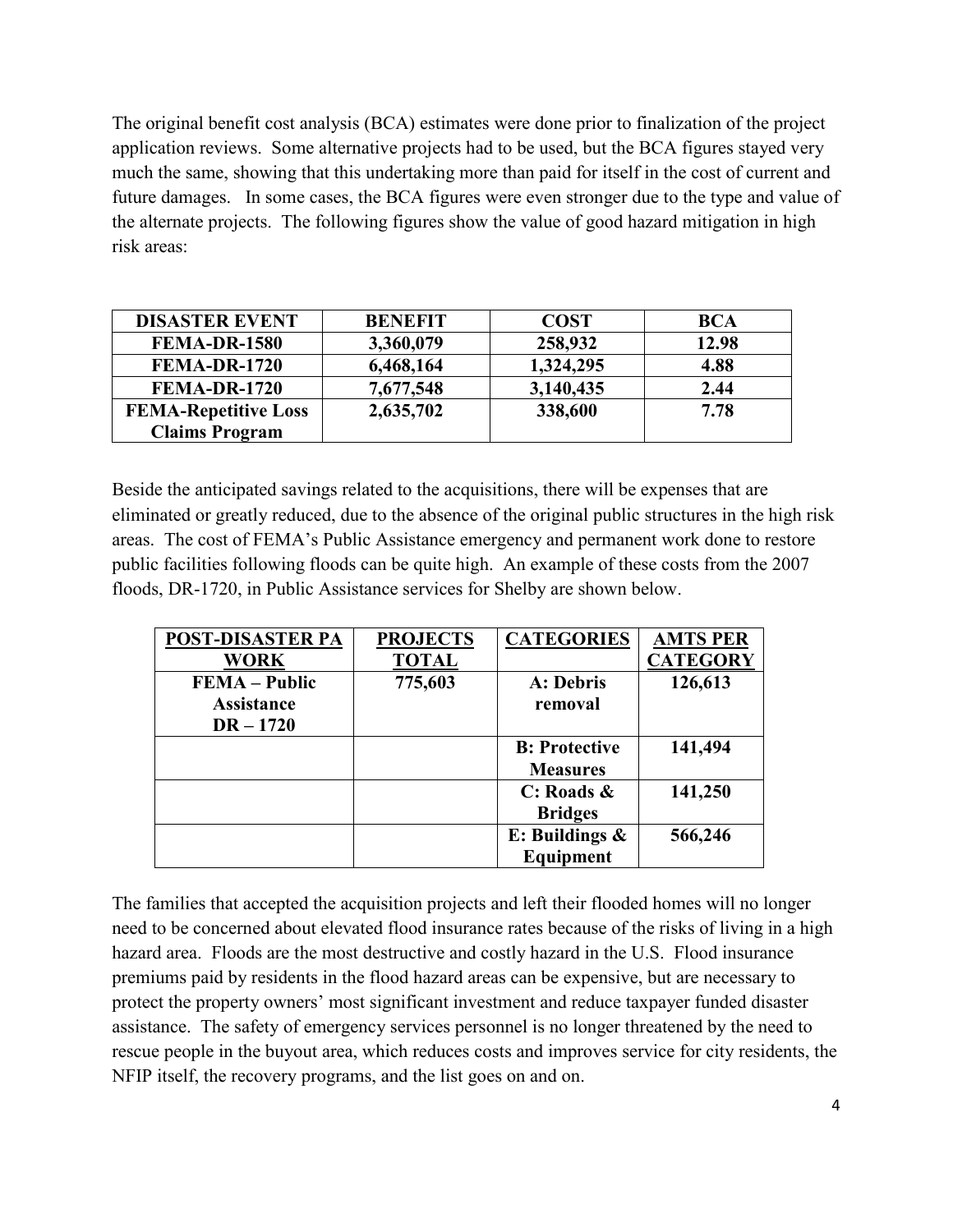The original benefit cost analysis (BCA) estimates were done prior to finalization of the project application reviews. Some alternative projects had to be used, but the BCA figures stayed very much the same, showing that this undertaking more than paid for itself in the cost of current and future damages. In some cases, the BCA figures were even stronger due to the type and value of the alternate projects. The following figures show the value of good hazard mitigation in high risk areas:

| DISASTER EVENT | BENEFIT | COST | BCA |
|---|---|---|---|
| FEMA-DR-1580 | 3,360,079 | 258,932 | 12.98 |
| FEMA-DR-1720 | 6,468,164 | 1,324,295 | 4.88 |
| FEMA-DR-1720 | 7,677,548 | 3,140,435 | 2.44 |
| FEMA-Repetitive Loss Claims Program | 2,635,702 | 338,600 | 7.78 |

Beside the anticipated savings related to the acquisitions, there will be expenses that are eliminated or greatly reduced, due to the absence of the original public structures in the high risk areas. The cost of FEMA's Public Assistance emergency and permanent work done to restore public facilities following floods can be quite high. An example of these costs from the 2007 floods, DR-1720, in Public Assistance services for Shelby are shown below.

| POST-DISASTER PA WORK | PROJECTS TOTAL | CATEGORIES | AMTS PER CATEGORY |
|---|---|---|---|
| FEMA – Public Assistance DR – 1720 | 775,603 | A: Debris removal | 126,613 |
| | | B: Protective Measures | 141,494 |
| | | C: Roads & Bridges | 141,250 |
| | | E: Buildings & Equipment | 566,246 |

The families that accepted the acquisition projects and left their flooded homes will no longer need to be concerned about elevated flood insurance rates because of the risks of living in a high hazard area. Floods are the most destructive and costly hazard in the U.S. Flood insurance premiums paid by residents in the flood hazard areas can be expensive, but are necessary to protect the property owners' most significant investment and reduce taxpayer funded disaster assistance. The safety of emergency services personnel is no longer threatened by the need to rescue people in the buyout area, which reduces costs and improves service for city residents, the NFIP itself, the recovery programs, and the list goes on and on.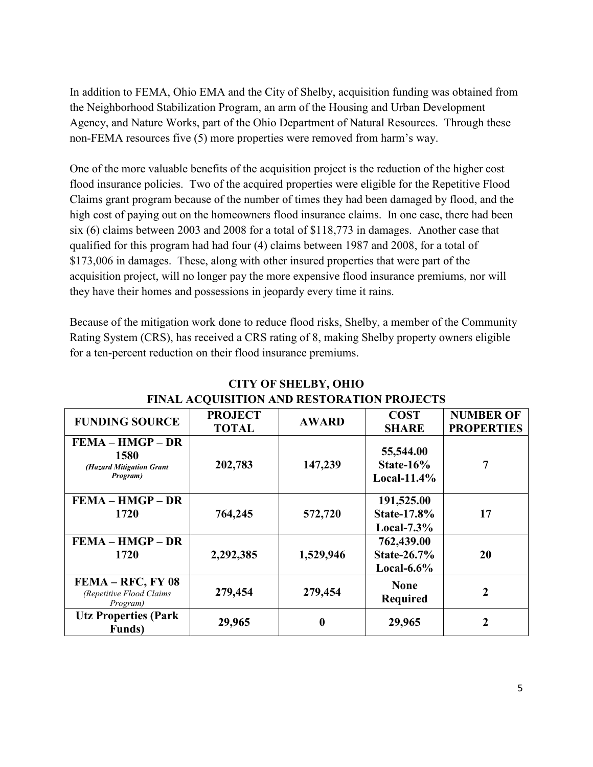In addition to FEMA, Ohio EMA and the City of Shelby, acquisition funding was obtained from the Neighborhood Stabilization Program, an arm of the Housing and Urban Development Agency, and Nature Works, part of the Ohio Department of Natural Resources. Through these non-FEMA resources five (5) more properties were removed from harm's way.

One of the more valuable benefits of the acquisition project is the reduction of the higher cost flood insurance policies. Two of the acquired properties were eligible for the Repetitive Flood Claims grant program because of the number of times they had been damaged by flood, and the high cost of paying out on the homeowners flood insurance claims. In one case, there had been six (6) claims between 2003 and 2008 for a total of $118,773 in damages. Another case that qualified for this program had had four (4) claims between 1987 and 2008, for a total of $173,006 in damages. These, along with other insured properties that were part of the acquisition project, will no longer pay the more expensive flood insurance premiums, nor will they have their homes and possessions in jeopardy every time it rains.

Because of the mitigation work done to reduce flood risks, Shelby, a member of the Community Rating System (CRS), has received a CRS rating of 8, making Shelby property owners eligible for a ten-percent reduction on their flood insurance premiums.

**CITY OF SHELBY, OHIO**
**FINAL ACQUISITION AND RESTORATION PROJECTS**

| FUNDING SOURCE | PROJECT TOTAL | AWARD | COST SHARE | NUMBER OF PROPERTIES |
|---|---|---|---|---|
| **FEMA – HMGP – DR 1580** *(Hazard Mitigation Grant Program)* | **202,783** | **147,239** | **55,544.00 State-16% Local-11.4%** | **7** |
| **FEMA – HMGP – DR 1720** | **764,245** | **572,720** | **191,525.00 State-17.8% Local-7.3%** | **17** |
| **FEMA – HMGP – DR 1720** | **2,292,385** | **1,529,946** | **762,439.00 State-26.7% Local-6.6%** | **20** |
| **FEMA – RFC, FY 08** *(Repetitive Flood Claims Program)* | **279,454** | **279,454** | **None Required** | **2** |
| **Utz Properties (Park Funds)** | **29,965** | **0** | **29,965** | **2** |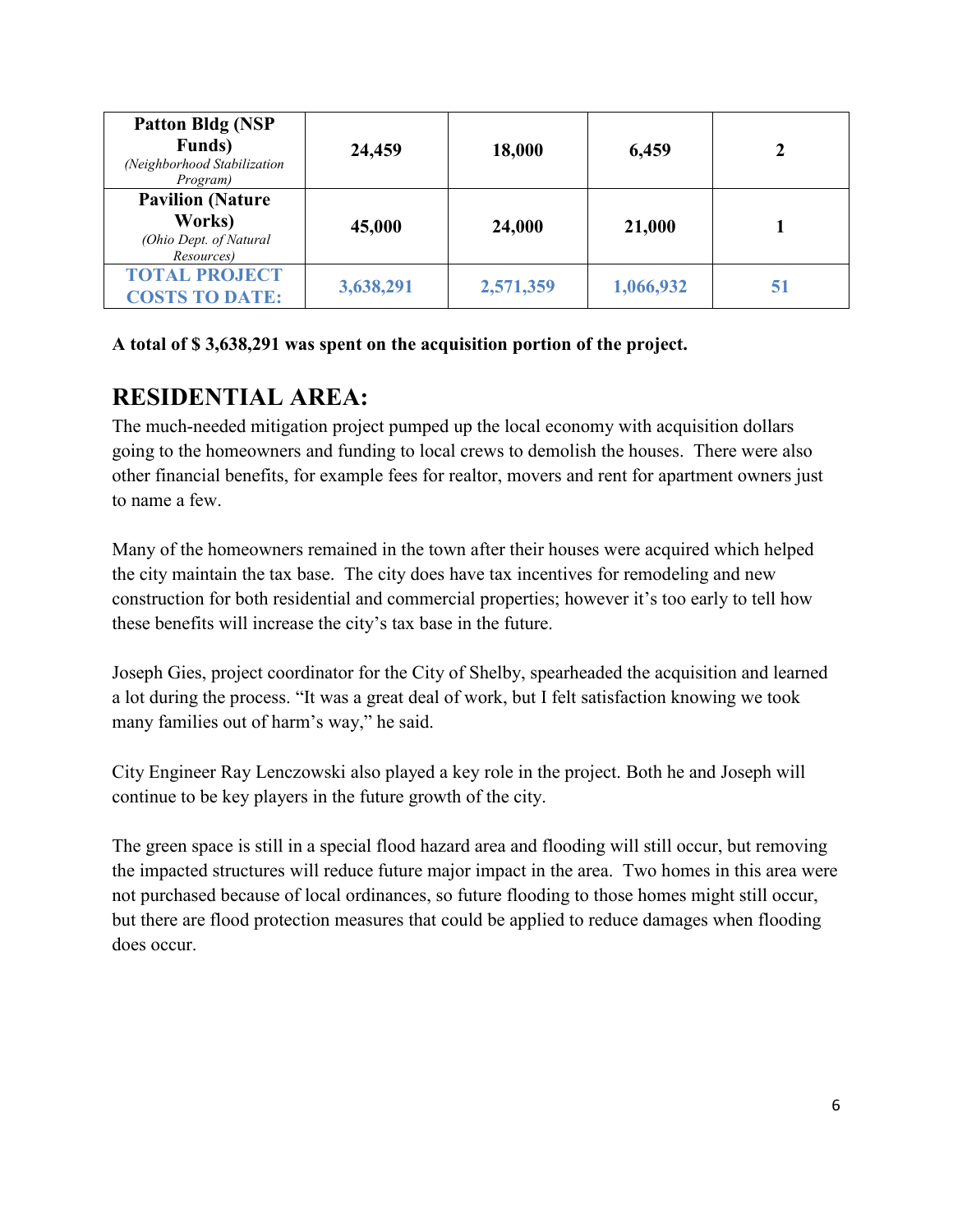| **Patton Bldg (NSP Funds)** *(Neighborhood Stabilization Program)* | **24,459** | **18,000** | **6,459** | **2** |
|---|---|---|---|---|
| **Pavilion (Nature Works)** *(Ohio Dept. of Natural Resources)* | **45,000** | **24,000** | **21,000** | **1** |
| **TOTAL PROJECT COSTS TO DATE:** | **3,638,291** | **2,571,359** | **1,066,932** | **51** |

**A total of $ 3,638,291 was spent on the acquisition portion of the project.**

## RESIDENTIAL AREA:

The much-needed mitigation project pumped up the local economy with acquisition dollars going to the homeowners and funding to local crews to demolish the houses. There were also other financial benefits, for example fees for realtor, movers and rent for apartment owners just to name a few.

Many of the homeowners remained in the town after their houses were acquired which helped the city maintain the tax base. The city does have tax incentives for remodeling and new construction for both residential and commercial properties; however it's too early to tell how these benefits will increase the city's tax base in the future.

Joseph Gies, project coordinator for the City of Shelby, spearheaded the acquisition and learned a lot during the process. "It was a great deal of work, but I felt satisfaction knowing we took many families out of harm's way," he said.

City Engineer Ray Lenczowski also played a key role in the project. Both he and Joseph will continue to be key players in the future growth of the city.

The green space is still in a special flood hazard area and flooding will still occur, but removing the impacted structures will reduce future major impact in the area. Two homes in this area were not purchased because of local ordinances, so future flooding to those homes might still occur, but there are flood protection measures that could be applied to reduce damages when flooding does occur.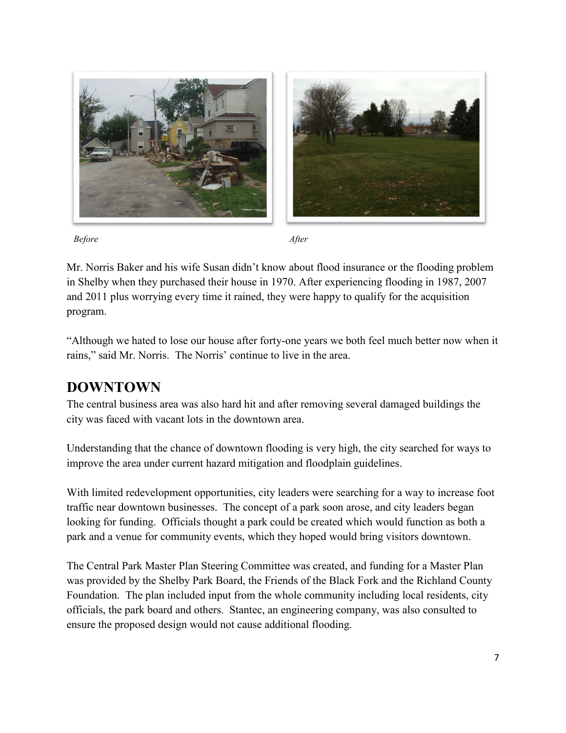*Before* *After*

Mr. Norris Baker and his wife Susan didn't know about flood insurance or the flooding problem in Shelby when they purchased their house in 1970. After experiencing flooding in 1987, 2007 and 2011 plus worrying every time it rained, they were happy to qualify for the acquisition program.

"Although we hated to lose our house after forty-one years we both feel much better now when it rains," said Mr. Norris. The Norris' continue to live in the area.

## DOWNTOWN

The central business area was also hard hit and after removing several damaged buildings the city was faced with vacant lots in the downtown area.

Understanding that the chance of downtown flooding is very high, the city searched for ways to improve the area under current hazard mitigation and floodplain guidelines.

With limited redevelopment opportunities, city leaders were searching for a way to increase foot traffic near downtown businesses. The concept of a park soon arose, and city leaders began looking for funding. Officials thought a park could be created which would function as both a park and a venue for community events, which they hoped would bring visitors downtown.

The Central Park Master Plan Steering Committee was created, and funding for a Master Plan was provided by the Shelby Park Board, the Friends of the Black Fork and the Richland County Foundation. The plan included input from the whole community including local residents, city officials, the park board and others. Stantec, an engineering company, was also consulted to ensure the proposed design would not cause additional flooding.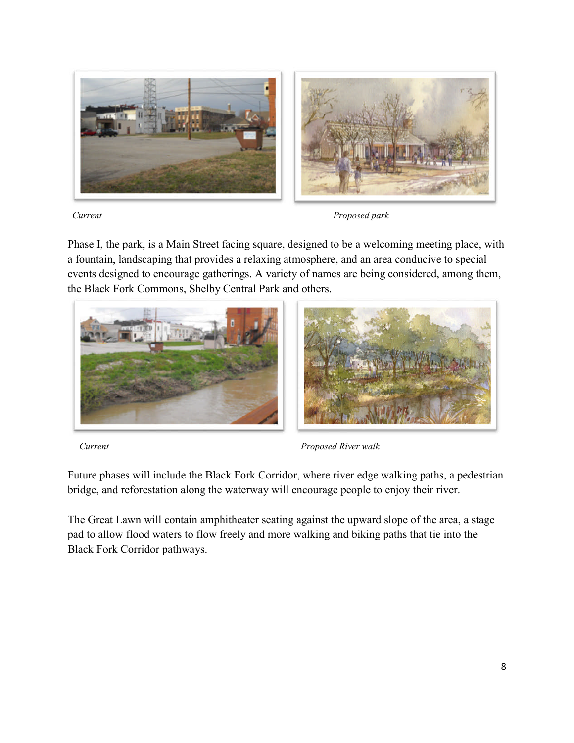*Current* *Proposed park*

Phase I, the park, is a Main Street facing square, designed to be a welcoming meeting place, with a fountain, landscaping that provides a relaxing atmosphere, and an area conducive to special events designed to encourage gatherings. A variety of names are being considered, among them, the Black Fork Commons, Shelby Central Park and others.

*Current* *Proposed River walk*

Future phases will include the Black Fork Corridor, where river edge walking paths, a pedestrian bridge, and reforestation along the waterway will encourage people to enjoy their river.

The Great Lawn will contain amphitheater seating against the upward slope of the area, a stage pad to allow flood waters to flow freely and more walking and biking paths that tie into the Black Fork Corridor pathways.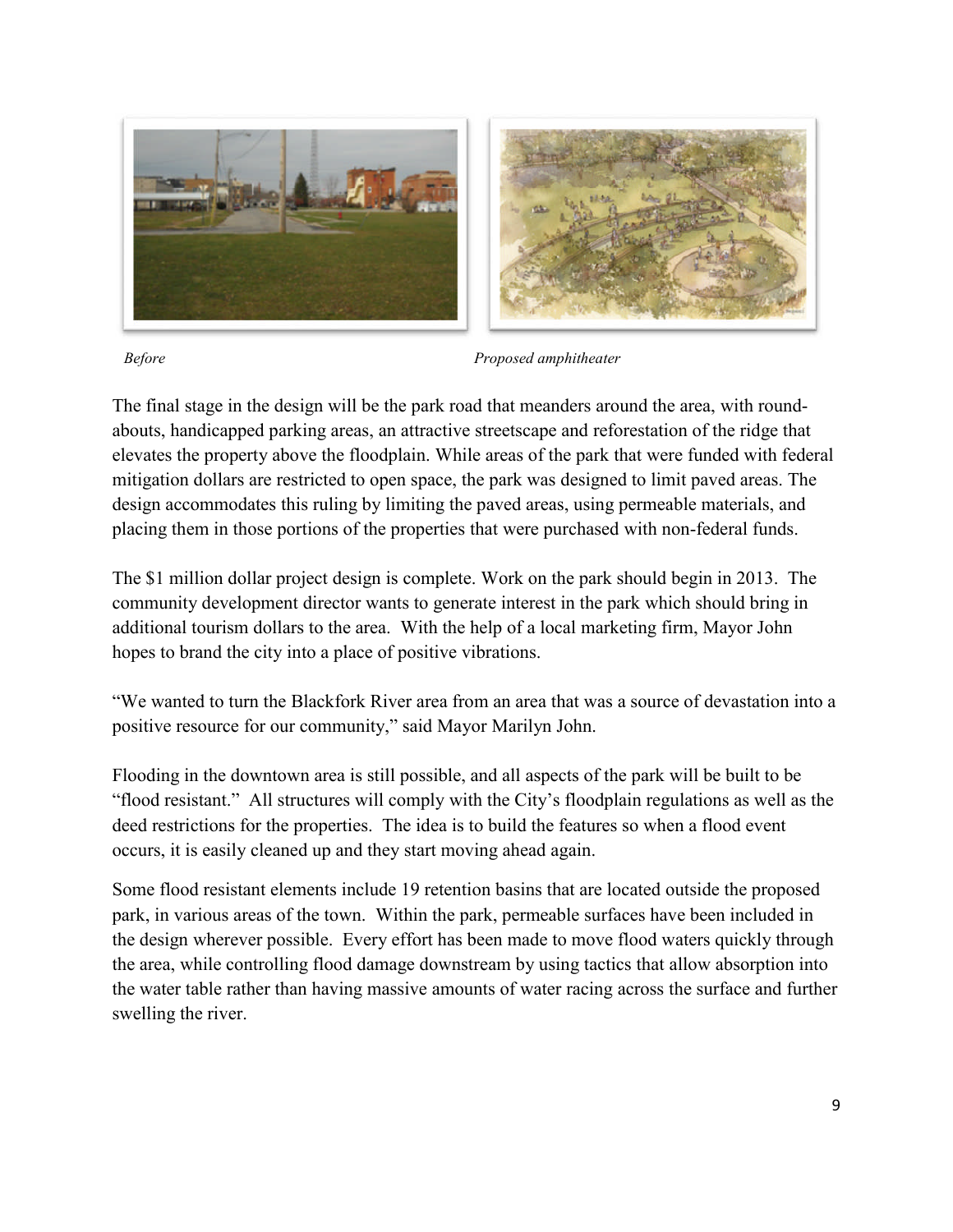*Before* *Proposed amphitheater*

The final stage in the design will be the park road that meanders around the area, with round-abouts, handicapped parking areas, an attractive streetscape and reforestation of the ridge that elevates the property above the floodplain. While areas of the park that were funded with federal mitigation dollars are restricted to open space, the park was designed to limit paved areas. The design accommodates this ruling by limiting the paved areas, using permeable materials, and placing them in those portions of the properties that were purchased with non-federal funds.

The $1 million dollar project design is complete. Work on the park should begin in 2013. The community development director wants to generate interest in the park which should bring in additional tourism dollars to the area. With the help of a local marketing firm, Mayor John hopes to brand the city into a place of positive vibrations.

"We wanted to turn the Blackfork River area from an area that was a source of devastation into a positive resource for our community," said Mayor Marilyn John.

Flooding in the downtown area is still possible, and all aspects of the park will be built to be "flood resistant." All structures will comply with the City's floodplain regulations as well as the deed restrictions for the properties. The idea is to build the features so when a flood event occurs, it is easily cleaned up and they start moving ahead again.

Some flood resistant elements include 19 retention basins that are located outside the proposed park, in various areas of the town. Within the park, permeable surfaces have been included in the design wherever possible. Every effort has been made to move flood waters quickly through the area, while controlling flood damage downstream by using tactics that allow absorption into the water table rather than having massive amounts of water racing across the surface and further swelling the river.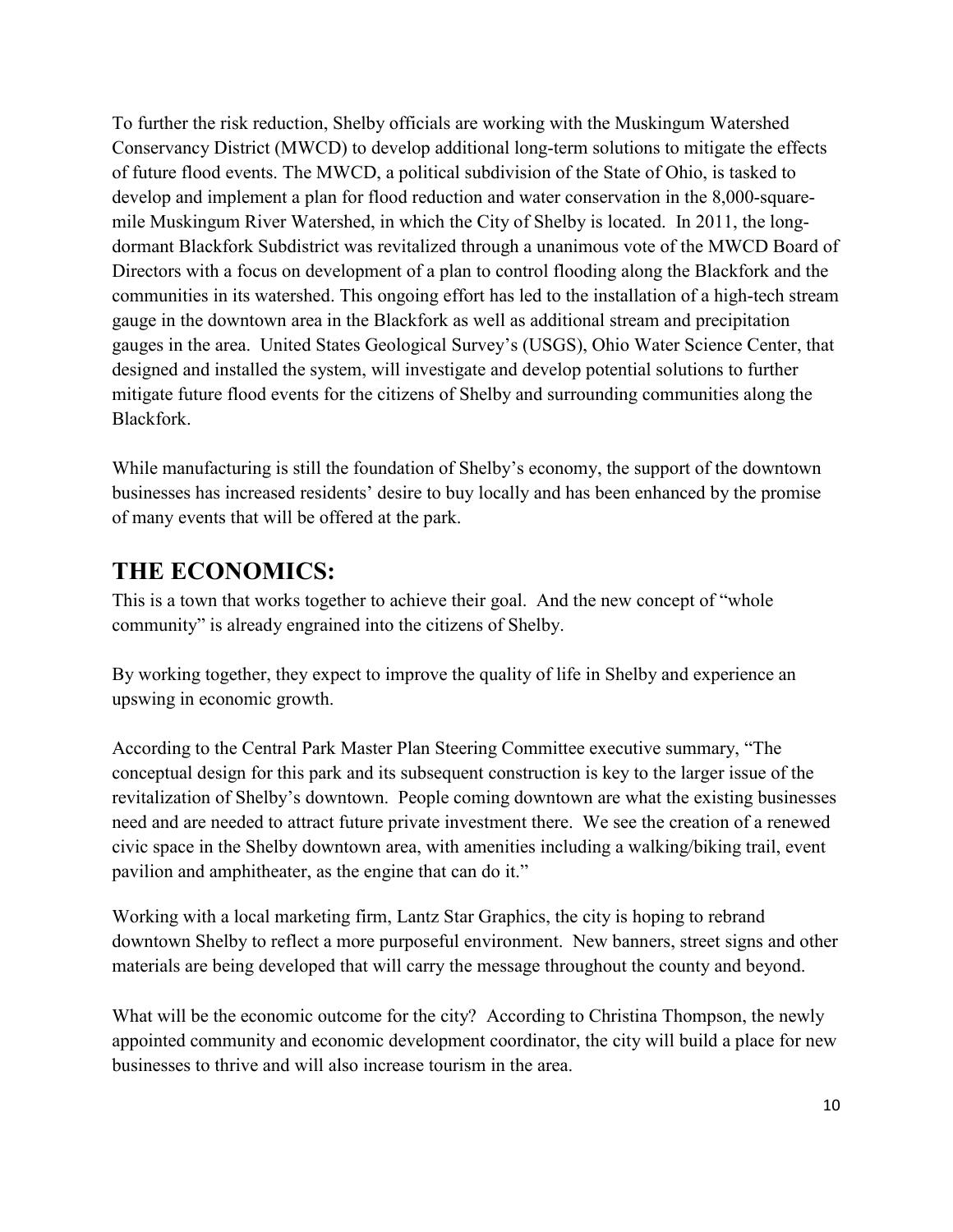To further the risk reduction, Shelby officials are working with the Muskingum Watershed Conservancy District (MWCD) to develop additional long-term solutions to mitigate the effects of future flood events. The MWCD, a political subdivision of the State of Ohio, is tasked to develop and implement a plan for flood reduction and water conservation in the 8,000-square-mile Muskingum River Watershed, in which the City of Shelby is located. In 2011, the long-dormant Blackfork Subdistrict was revitalized through a unanimous vote of the MWCD Board of Directors with a focus on development of a plan to control flooding along the Blackfork and the communities in its watershed. This ongoing effort has led to the installation of a high-tech stream gauge in the downtown area in the Blackfork as well as additional stream and precipitation gauges in the area. United States Geological Survey's (USGS), Ohio Water Science Center, that designed and installed the system, will investigate and develop potential solutions to further mitigate future flood events for the citizens of Shelby and surrounding communities along the Blackfork.

While manufacturing is still the foundation of Shelby's economy, the support of the downtown businesses has increased residents' desire to buy locally and has been enhanced by the promise of many events that will be offered at the park.

## THE ECONOMICS:

This is a town that works together to achieve their goal. And the new concept of "whole community" is already engrained into the citizens of Shelby.

By working together, they expect to improve the quality of life in Shelby and experience an upswing in economic growth.

According to the Central Park Master Plan Steering Committee executive summary, "The conceptual design for this park and its subsequent construction is key to the larger issue of the revitalization of Shelby's downtown. People coming downtown are what the existing businesses need and are needed to attract future private investment there. We see the creation of a renewed civic space in the Shelby downtown area, with amenities including a walking/biking trail, event pavilion and amphitheater, as the engine that can do it."

Working with a local marketing firm, Lantz Star Graphics, the city is hoping to rebrand downtown Shelby to reflect a more purposeful environment. New banners, street signs and other materials are being developed that will carry the message throughout the county and beyond.

What will be the economic outcome for the city? According to Christina Thompson, the newly appointed community and economic development coordinator, the city will build a place for new businesses to thrive and will also increase tourism in the area.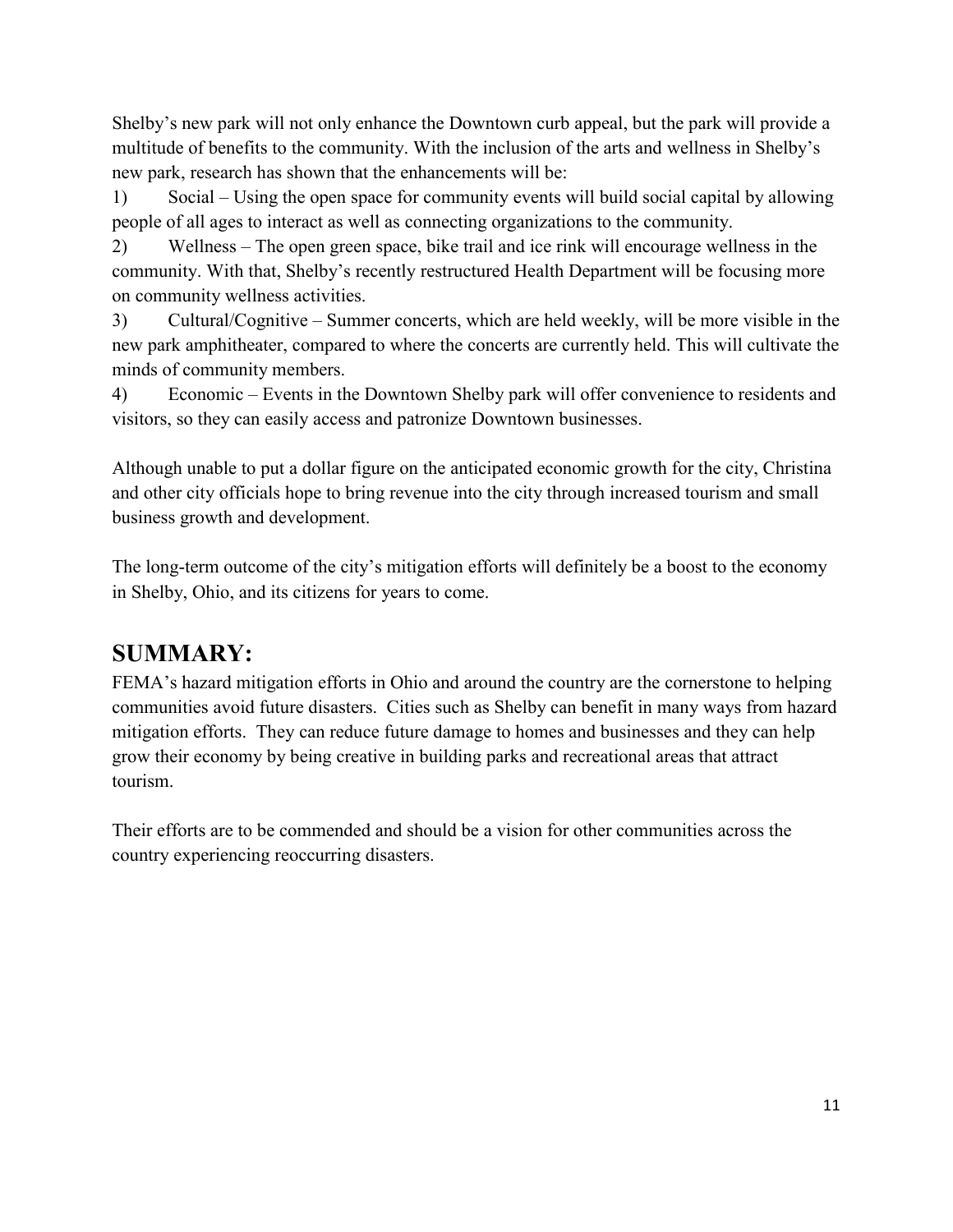Shelby's new park will not only enhance the Downtown curb appeal, but the park will provide a multitude of benefits to the community. With the inclusion of the arts and wellness in Shelby's new park, research has shown that the enhancements will be:

1) Social – Using the open space for community events will build social capital by allowing people of all ages to interact as well as connecting organizations to the community.
2) Wellness – The open green space, bike trail and ice rink will encourage wellness in the community. With that, Shelby's recently restructured Health Department will be focusing more on community wellness activities.
3) Cultural/Cognitive – Summer concerts, which are held weekly, will be more visible in the new park amphitheater, compared to where the concerts are currently held. This will cultivate the minds of community members.
4) Economic – Events in the Downtown Shelby park will offer convenience to residents and visitors, so they can easily access and patronize Downtown businesses.

Although unable to put a dollar figure on the anticipated economic growth for the city, Christina and other city officials hope to bring revenue into the city through increased tourism and small business growth and development.

The long-term outcome of the city's mitigation efforts will definitely be a boost to the economy in Shelby, Ohio, and its citizens for years to come.

## SUMMARY:

FEMA's hazard mitigation efforts in Ohio and around the country are the cornerstone to helping communities avoid future disasters. Cities such as Shelby can benefit in many ways from hazard mitigation efforts. They can reduce future damage to homes and businesses and they can help grow their economy by being creative in building parks and recreational areas that attract tourism.

Their efforts are to be commended and should be a vision for other communities across the country experiencing reoccurring disasters.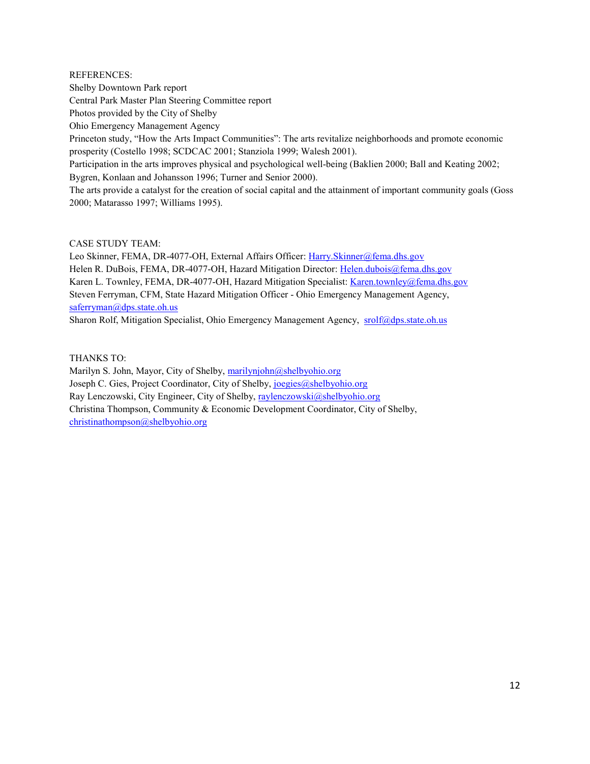REFERENCES:

Shelby Downtown Park report

Central Park Master Plan Steering Committee report

Photos provided by the City of Shelby

Ohio Emergency Management Agency

Princeton study, "How the Arts Impact Communities": The arts revitalize neighborhoods and promote economic prosperity (Costello 1998; SCDCAC 2001; Stanziola 1999; Walesh 2001).

Participation in the arts improves physical and psychological well-being (Baklien 2000; Ball and Keating 2002; Bygren, Konlaan and Johansson 1996; Turner and Senior 2000).

The arts provide a catalyst for the creation of social capital and the attainment of important community goals (Goss 2000; Matarasso 1997; Williams 1995).

CASE STUDY TEAM:

Leo Skinner, FEMA, DR-4077-OH, External Affairs Officer: Harry.Skinner@fema.dhs.gov

Helen R. DuBois, FEMA, DR-4077-OH, Hazard Mitigation Director: Helen.dubois@fema.dhs.gov

Karen L. Townley, FEMA, DR-4077-OH, Hazard Mitigation Specialist: Karen.townley@fema.dhs.gov

Steven Ferryman, CFM, State Hazard Mitigation Officer - Ohio Emergency Management Agency, saferryman@dps.state.oh.us

Sharon Rolf, Mitigation Specialist, Ohio Emergency Management Agency, srolf@dps.state.oh.us

THANKS TO:

Marilyn S. John, Mayor, City of Shelby, marilynjohn@shelbyohio.org

Joseph C. Gies, Project Coordinator, City of Shelby, joegies@shelbyohio.org

Ray Lenczowski, City Engineer, City of Shelby, raylenczowski@shelbyohio.org

Christina Thompson, Community & Economic Development Coordinator, City of Shelby, christinathompson@shelbyohio.org